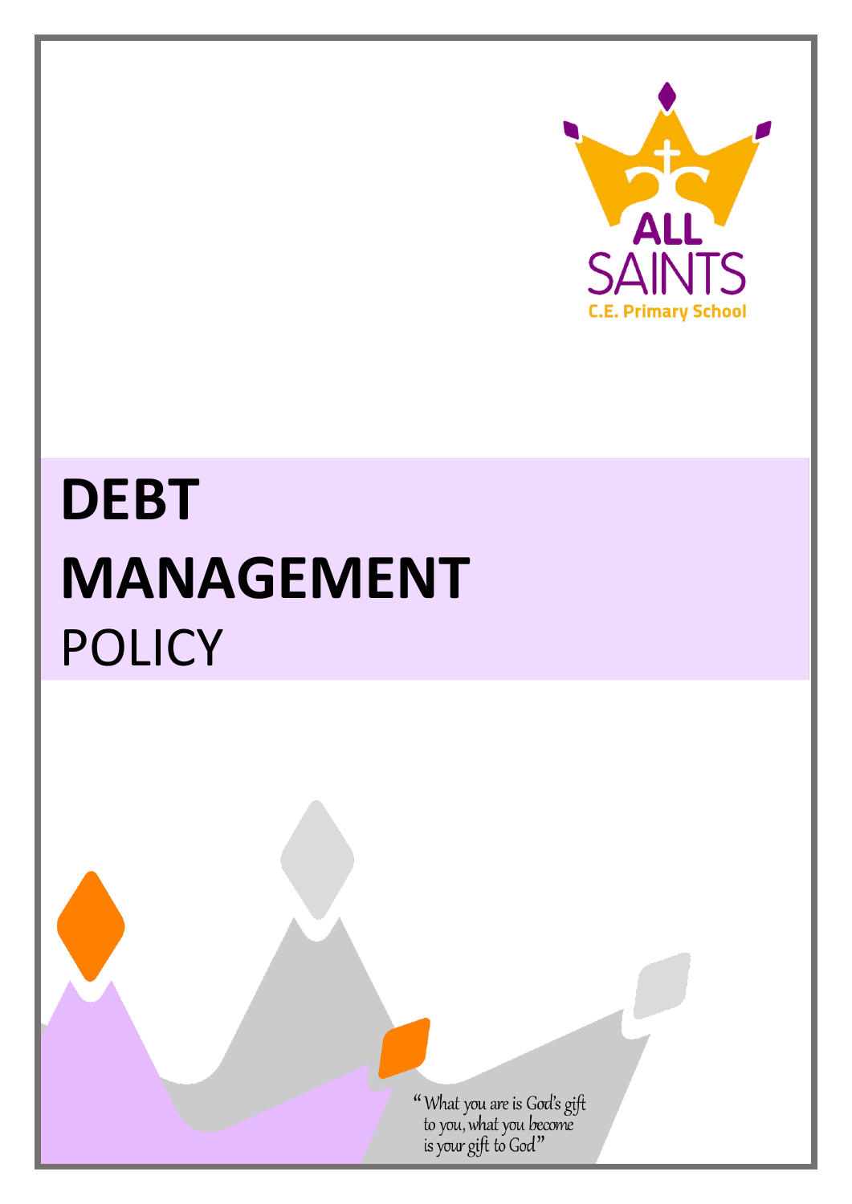ALL SAINTS
C.E. Primary School

# DEBT MANAGEMENT POLICY

"What you are is God's gift to you, what you become is your gift to God"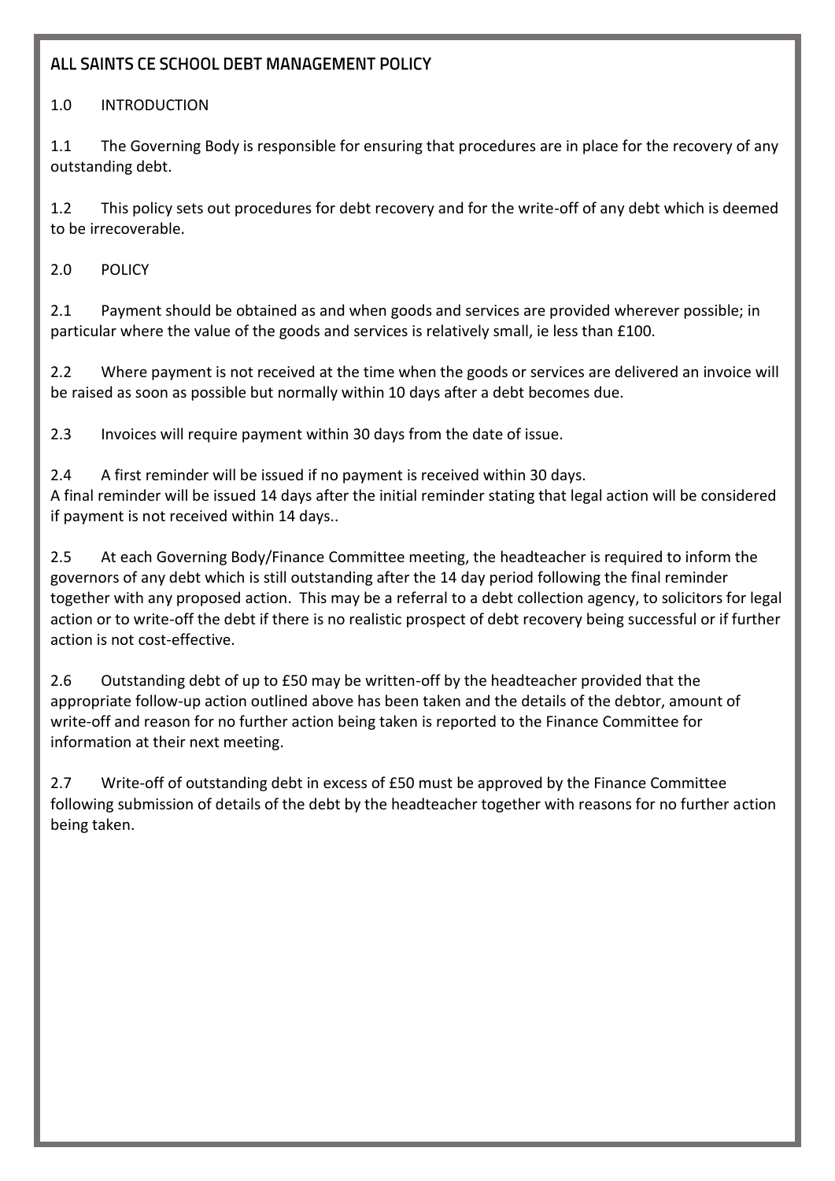# ALL SAINTS CE SCHOOL DEBT MANAGEMENT POLICY

## 1.0 INTRODUCTION

1.1 The Governing Body is responsible for ensuring that procedures are in place for the recovery of any outstanding debt.

1.2 This policy sets out procedures for debt recovery and for the write-off of any debt which is deemed to be irrecoverable.

## 2.0 POLICY

2.1 Payment should be obtained as and when goods and services are provided wherever possible; in particular where the value of the goods and services is relatively small, ie less than £100.

2.2 Where payment is not received at the time when the goods or services are delivered an invoice will be raised as soon as possible but normally within 10 days after a debt becomes due.

2.3 Invoices will require payment within 30 days from the date of issue.

2.4 A first reminder will be issued if no payment is received within 30 days.
A final reminder will be issued 14 days after the initial reminder stating that legal action will be considered if payment is not received within 14 days..

2.5 At each Governing Body/Finance Committee meeting, the headteacher is required to inform the governors of any debt which is still outstanding after the 14 day period following the final reminder together with any proposed action. This may be a referral to a debt collection agency, to solicitors for legal action or to write-off the debt if there is no realistic prospect of debt recovery being successful or if further action is not cost-effective.

2.6 Outstanding debt of up to £50 may be written-off by the headteacher provided that the appropriate follow-up action outlined above has been taken and the details of the debtor, amount of write-off and reason for no further action being taken is reported to the Finance Committee for information at their next meeting.

2.7 Write-off of outstanding debt in excess of £50 must be approved by the Finance Committee following submission of details of the debt by the headteacher together with reasons for no further action being taken.